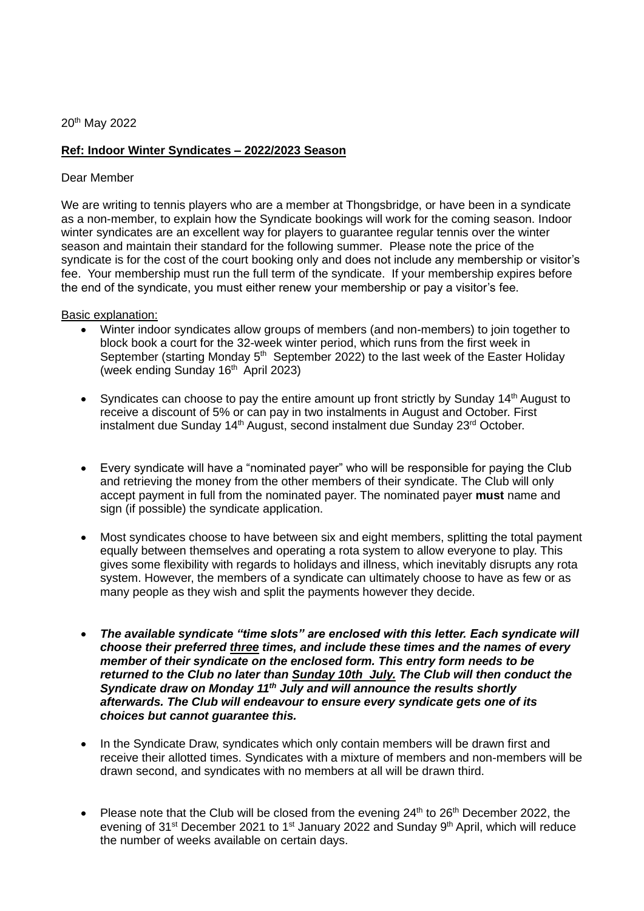20th May 2022

**<u>Ref: Indoor Winter Syndicates – 2022/2023 Season</u>**

Dear Member

We are writing to tennis players who are a member at Thongsbridge, or have been in a syndicate as a non-member, to explain how the Syndicate bookings will work for the coming season. Indoor winter syndicates are an excellent way for players to guarantee regular tennis over the winter season and maintain their standard for the following summer. Please note the price of the syndicate is for the cost of the court booking only and does not include any membership or visitor's fee. Your membership must run the full term of the syndicate. If your membership expires before the end of the syndicate, you must either renew your membership or pay a visitor's fee.

<u>Basic explanation:</u>

- Winter indoor syndicates allow groups of members (and non-members) to join together to block book a court for the 32-week winter period, which runs from the first week in September (starting Monday 5th September 2022) to the last week of the Easter Holiday (week ending Sunday 16th April 2023)

- Syndicates can choose to pay the entire amount up front strictly by Sunday 14th August to receive a discount of 5% or can pay in two instalments in August and October. First instalment due Sunday 14th August, second instalment due Sunday 23rd October.

- Every syndicate will have a "nominated payer" who will be responsible for paying the Club and retrieving the money from the other members of their syndicate. The Club will only accept payment in full from the nominated payer. The nominated payer **must** name and sign (if possible) the syndicate application.

- Most syndicates choose to have between six and eight members, splitting the total payment equally between themselves and operating a rota system to allow everyone to play. This gives some flexibility with regards to holidays and illness, which inevitably disrupts any rota system. However, the members of a syndicate can ultimately choose to have as few or as many people as they wish and split the payments however they decide.

- ***The available syndicate "time slots" are enclosed with this letter. Each syndicate will choose their preferred <u>three</u> times, and include these times and the names of every member of their syndicate on the enclosed form. This entry form needs to be returned to the Club no later than <u>Sunday 10th July.</u> The Club will then conduct the Syndicate draw on Monday 11th July and will announce the results shortly afterwards. The Club will endeavour to ensure every syndicate gets one of its choices but cannot guarantee this.***

- In the Syndicate Draw, syndicates which only contain members will be drawn first and receive their allotted times. Syndicates with a mixture of members and non-members will be drawn second, and syndicates with no members at all will be drawn third.

- Please note that the Club will be closed from the evening 24th to 26th December 2022, the evening of 31st December 2021 to 1st January 2022 and Sunday 9th April, which will reduce the number of weeks available on certain days.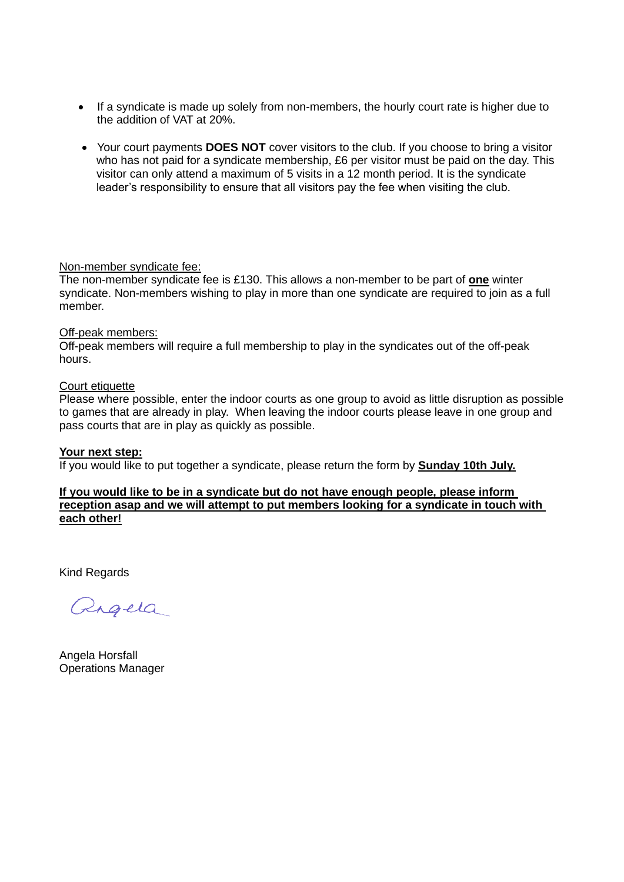- If a syndicate is made up solely from non-members, the hourly court rate is higher due to the addition of VAT at 20%.
- Your court payments **DOES NOT** cover visitors to the club. If you choose to bring a visitor who has not paid for a syndicate membership, £6 per visitor must be paid on the day. This visitor can only attend a maximum of 5 visits in a 12 month period. It is the syndicate leader's responsibility to ensure that all visitors pay the fee when visiting the club.

Non-member syndicate fee:
The non-member syndicate fee is £130. This allows a non-member to be part of **one** winter syndicate. Non-members wishing to play in more than one syndicate are required to join as a full member.

Off-peak members:
Off-peak members will require a full membership to play in the syndicates out of the off-peak hours.

Court etiquette
Please where possible, enter the indoor courts as one group to avoid as little disruption as possible to games that are already in play. When leaving the indoor courts please leave in one group and pass courts that are in play as quickly as possible.

**Your next step:**
If you would like to put together a syndicate, please return the form by **Sunday 10th July.**

**If you would like to be in a syndicate but do not have enough people, please inform reception asap and we will attempt to put members looking for a syndicate in touch with each other!**

Kind Regards

Angela

Angela Horsfall
Operations Manager